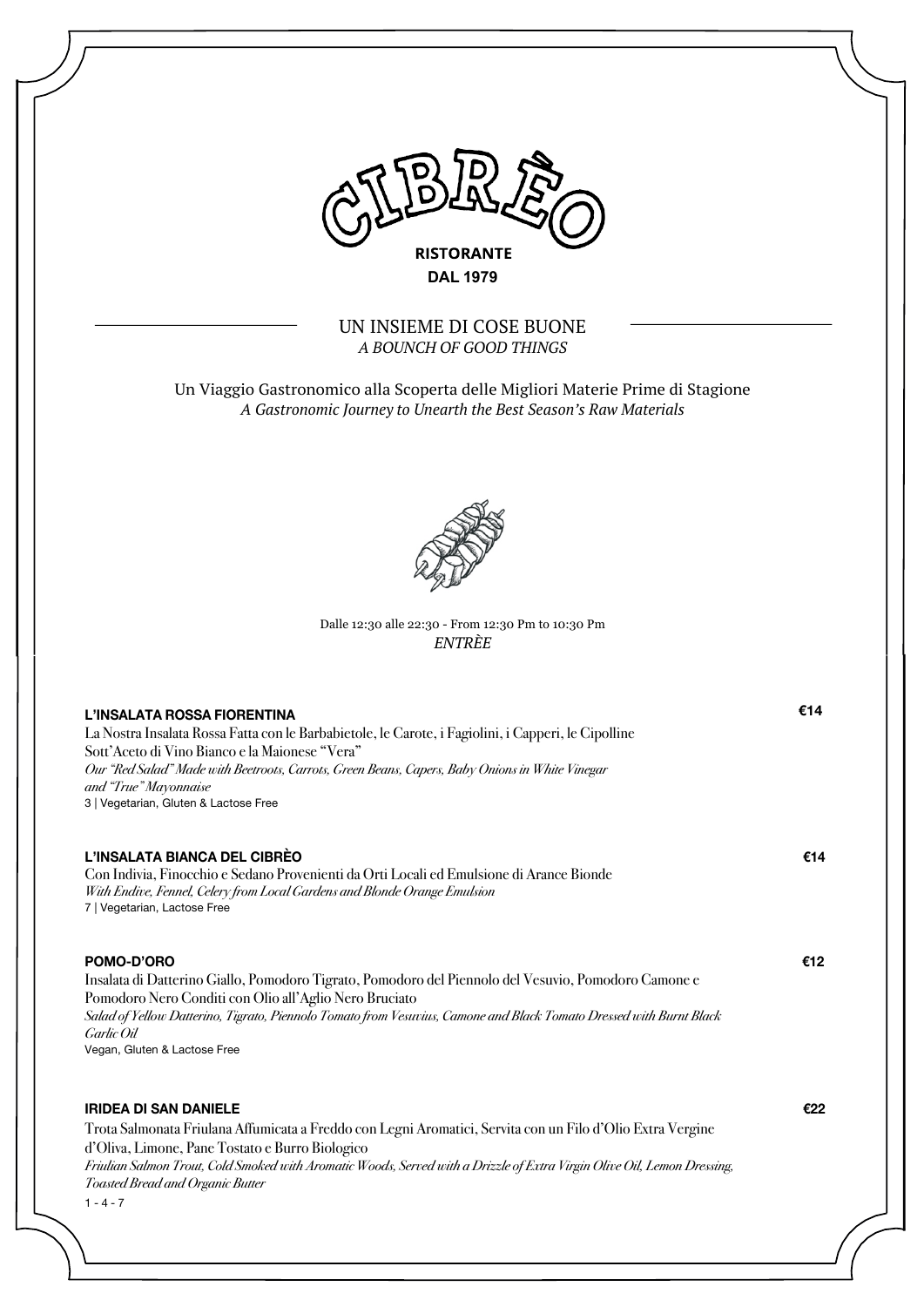# CIBRÈO

**RISTORANTE**
**DAL 1979**

## UN INSIEME DI COSE BUONE
*A BOUNCH OF GOOD THINGS*

Un Viaggio Gastronomico alla Scoperta delle Migliori Materie Prime di Stagione
*A Gastronomic Journey to Unearth the Best Season's Raw Materials*

Dalle 12:30 alle 22:30 - From 12:30 Pm to 10:30 Pm
*ENTRÈE*

**L'INSALATA ROSSA FIORENTINA** — €14
La Nostra Insalata Rossa Fatta con le Barbabietole, le Carote, i Fagiolini, i Capperi, le Cipolline Sott'Aceto di Vino Bianco e la Maionese "Vera"
*Our "Red Salad" Made with Beetroots, Carrots, Green Beans, Capers, Baby Onions in White Vinegar and "True" Mayonnaise*
3 | Vegetarian, Gluten & Lactose Free

**L'INSALATA BIANCA DEL CIBRÈO** — €14
Con Indivia, Finocchio e Sedano Provenienti da Orti Locali ed Emulsione di Arance Bionde
*With Endive, Fennel, Celery from Local Gardens and Blonde Orange Emulsion*
7 | Vegetarian, Lactose Free

**POMO-D'ORO** — €12
Insalata di Datterino Giallo, Pomodoro Tigrato, Pomodoro del Piennolo del Vesuvio, Pomodoro Camone e Pomodoro Nero Conditi con Olio all'Aglio Nero Bruciato
*Salad of Yellow Datterino, Tigrato, Piennolo Tomato from Vesuvius, Camone and Black Tomato Dressed with Burnt Black Garlic Oil*
Vegan, Gluten & Lactose Free

**IRIDEA DI SAN DANIELE** — €22
Trota Salmonata Friulana Affumicata a Freddo con Legni Aromatici, Servita con un Filo d'Olio Extra Vergine d'Oliva, Limone, Pane Tostato e Burro Biologico
*Friulian Salmon Trout, Cold Smoked with Aromatic Woods, Served with a Drizzle of Extra Virgin Olive Oil, Lemon Dressing, Toasted Bread and Organic Butter*
1 - 4 - 7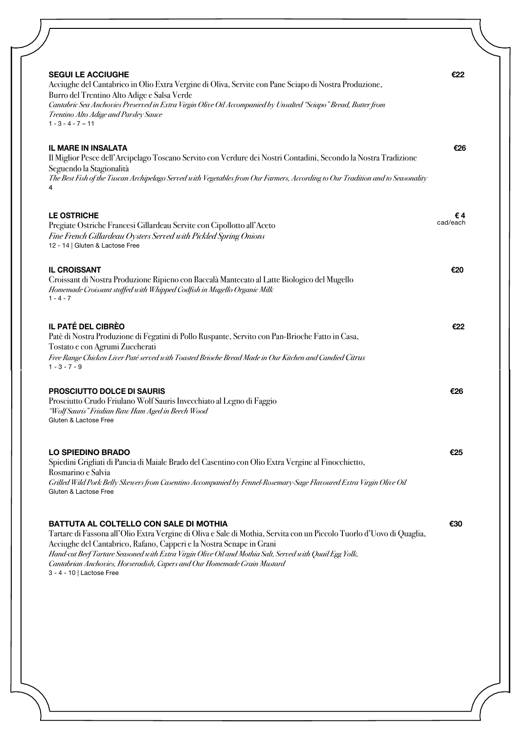### SEGUI LE ACCIUGHE €22

Acciughe del Cantabrico in Olio Extra Vergine di Oliva, Servite con Pane Sciapo di Nostra Produzione, Burro del Trentino Alto Adige e Salsa Verde

*Cantabric Sea Anchovies Preserved in Extra Virgin Olive Oil Accompanied by Unsalted "Sciapo" Bread, Butter from Trentino Alto Adige and Parsley Sauce*

1 - 3 - 4 - 7 – 11

### IL MARE IN INSALATA €26

Il Miglior Pesce dell'Arcipelago Toscano Servito con Verdure dei Nostri Contadini, Secondo la Nostra Tradizione Seguendo la Stagionalità

*The Best Fish of the Tuscan Archipelago Served with Vegetables from Our Farmers, According to Our Tradition and to Seasonality*

4

### LE OSTRICHE € 4 cad/each

Pregiate Ostriche Francesi Gillardeau Servite con Cipollotto all'Aceto

*Fine French Gillardeau Oysters Served with Pickled Spring Onions*

12 - 14 | Gluten & Lactose Free

### IL CROISSANT €20

Croissant di Nostra Produzione Ripieno con Baccalà Mantecato al Latte Biologico del Mugello

*Homemade Croissant stuffed with Whipped Codfish in Mugello Organic Milk*

1 - 4 - 7

### IL PATÉ DEL CIBRÈO €22

Patè di Nostra Produzione di Fegatini di Pollo Ruspante, Servito con Pan-Brioche Fatto in Casa, Tostato e con Agrumi Zuccherati

*Free Range Chicken Liver Paté served with Toasted Brioche Bread Made in Our Kitchen and Candied Citrus*

1 - 3 - 7 - 9

### PROSCIUTTO DOLCE DI SAURIS €26

Prosciutto Crudo Friulano Wolf Sauris Invecchiato al Legno di Faggio

*"Wolf Sauris" Friulian Raw Ham Aged in Beech Wood*

Gluten & Lactose Free

### LO SPIEDINO BRADO €25

Spiedini Grigliati di Pancia di Maiale Brado del Casentino con Olio Extra Vergine al Finocchietto, Rosmarino e Salvia

*Grilled Wild Pork Belly Skewers from Casentino Accompanied by Fennel-Rosemary-Sage Flavoured Extra Virgin Olive Oil*

Gluten & Lactose Free

### BATTUTA AL COLTELLO CON SALE DI MOTHIA €30

Tartare di Fassona all'Olio Extra Vergine di Oliva e Sale di Mothia, Servita con un Piccolo Tuorlo d'Uovo di Quaglia, Acciughe del Cantabrico, Rafano, Capperi e la Nostra Senape in Grani

*Hand-cut Beef Tartare Seasoned with Extra Virgin Olive Oil and Mothia Salt, Served with Quail Egg Yolk, Cantabrian Anchovies, Horseradish, Capers and Our Homemade Grain Mustard*

3 - 4 - 10 | Lactose Free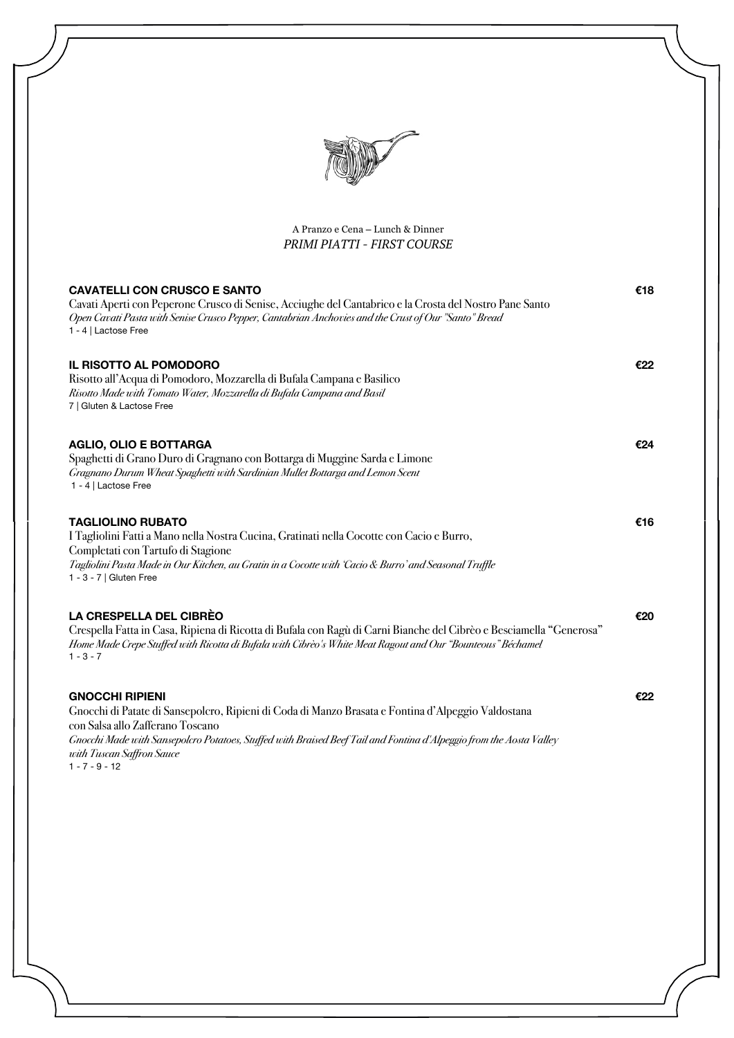A Pranzo e Cena – Lunch & Dinner

## *PRIMI PIATTI - FIRST COURSE*

**CAVATELLI CON CRUSCO E SANTO** — €18

Cavati Aperti con Peperone Crusco di Senise, Acciughe del Cantabrico e la Crosta del Nostro Pane Santo

*Open Cavati Pasta with Senise Crusco Pepper, Cantabrian Anchovies and the Crust of Our "Santo" Bread*

1 - 4 | Lactose Free

**IL RISOTTO AL POMODORO** — €22

Risotto all'Acqua di Pomodoro, Mozzarella di Bufala Campana e Basilico

*Risotto Made with Tomato Water, Mozzarella di Bufala Campana and Basil*

7 | Gluten & Lactose Free

**AGLIO, OLIO E BOTTARGA** — €24

Spaghetti di Grano Duro di Gragnano con Bottarga di Muggine Sarda e Limone

*Gragnano Durum Wheat Spaghetti with Sardinian Mullet Bottarga and Lemon Scent*

1 - 4 | Lactose Free

**TAGLIOLINO RUBATO** — €16

I Tagliolini Fatti a Mano nella Nostra Cucina, Gratinati nella Cocotte con Cacio e Burro, Completati con Tartufo di Stagione

*Tagliolini Pasta Made in Our Kitchen, au Gratin in a Cocotte with 'Cacio & Burro' and Seasonal Truffle*

1 - 3 - 7 | Gluten Free

**LA CRESPELLA DEL CIBRÈO** — €20

Crespella Fatta in Casa, Ripiena di Ricotta di Bufala con Ragù di Carni Bianche del Cibrèo e Besciamella "Generosa"

*Home Made Crepe Stuffed with Ricotta di Bufala with Cibrèo's White Meat Ragout and Our "Bounteous" Béchamel*

1 - 3 - 7

**GNOCCHI RIPIENI** — €22

Gnocchi di Patate di Sansepolcro, Ripieni di Coda di Manzo Brasata e Fontina d'Alpeggio Valdostana con Salsa allo Zafferano Toscano

*Gnocchi Made with Sansepolcro Potatoes, Stuffed with Braised Beef Tail and Fontina d'Alpeggio from the Aosta Valley with Tuscan Saffron Sauce*

1 - 7 - 9 - 12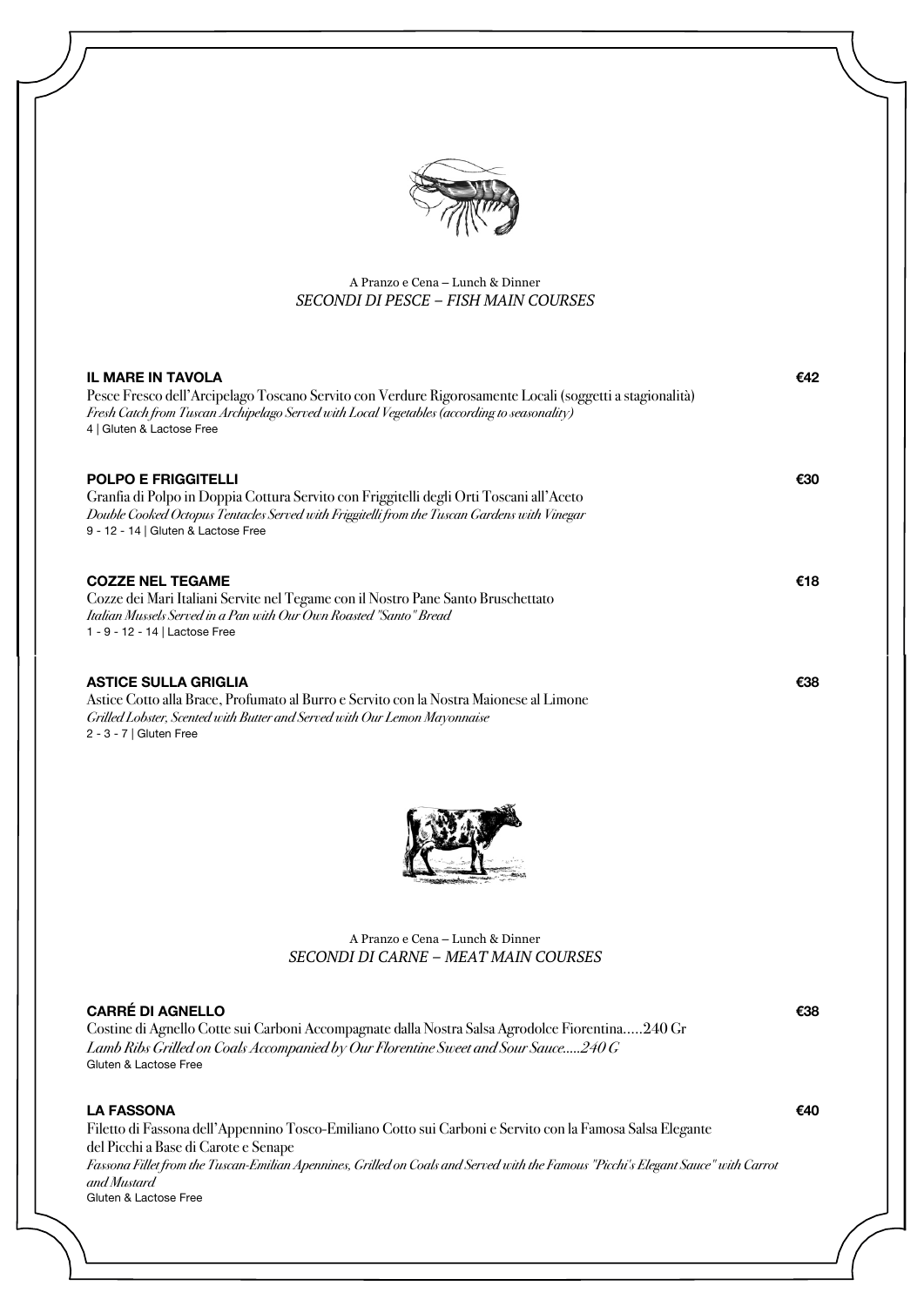A Pranzo e Cena – Lunch & Dinner

## *SECONDI DI PESCE – FISH MAIN COURSES*

**IL MARE IN TAVOLA** **€42**

Pesce Fresco dell'Arcipelago Toscano Servito con Verdure Rigorosamente Locali (soggetti a stagionalità)

*Fresh Catch from Tuscan Archipelago Served with Local Vegetables (according to seasonality)*

4 | Gluten & Lactose Free

**POLPO E FRIGGITELLI** **€30**

Granfia di Polpo in Doppia Cottura Servito con Friggitelli degli Orti Toscani all'Aceto

*Double Cooked Octopus Tentacles Served with Friggitelli from the Tuscan Gardens with Vinegar*

9 - 12 - 14 | Gluten & Lactose Free

**COZZE NEL TEGAME** **€18**

Cozze dei Mari Italiani Servite nel Tegame con il Nostro Pane Santo Bruschettato

*Italian Mussels Served in a Pan with Our Own Roasted "Santo" Bread*

1 - 9 - 12 - 14 | Lactose Free

**ASTICE SULLA GRIGLIA** **€38**

Astice Cotto alla Brace, Profumato al Burro e Servito con la Nostra Maionese al Limone

*Grilled Lobster, Scented with Butter and Served with Our Lemon Mayonnaise*

2 - 3 - 7 | Gluten Free

A Pranzo e Cena – Lunch & Dinner

## *SECONDI DI CARNE – MEAT MAIN COURSES*

**CARRÉ DI AGNELLO** **€38**

Costine di Agnello Cotte sui Carboni Accompagnate dalla Nostra Salsa Agrodolce Fiorentina.....240 Gr

*Lamb Ribs Grilled on Coals Accompanied by Our Florentine Sweet and Sour Sauce.....240 G*

Gluten & Lactose Free

**LA FASSONA** **€40**

Filetto di Fassona dell'Appennino Tosco-Emiliano Cotto sui Carboni e Servito con la Famosa Salsa Elegante del Picchi a Base di Carote e Senape

*Fassona Fillet from the Tuscan-Emilian Apennines, Grilled on Coals and Served with the Famous "Picchi's Elegant Sauce" with Carrot and Mustard*

Gluten & Lactose Free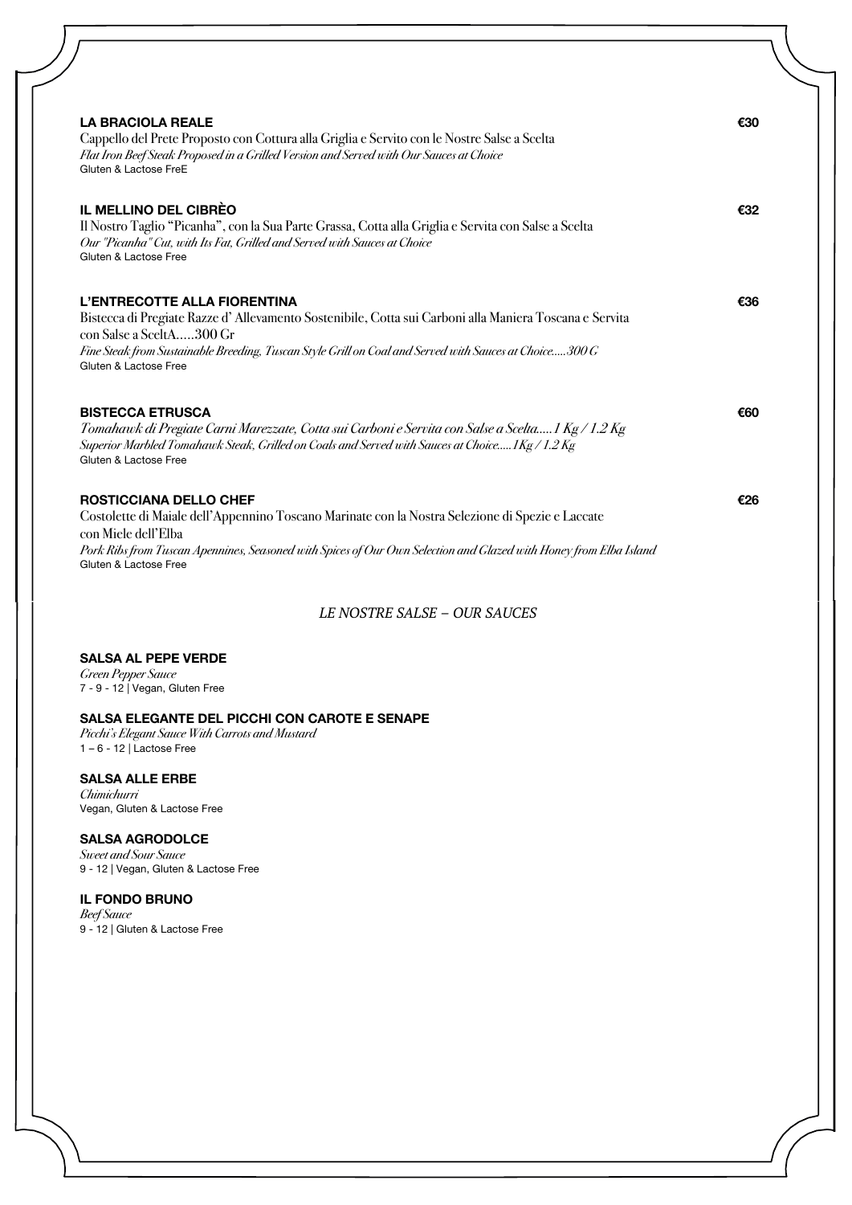**LA BRACIOLA REALE** €30

Cappello del Prete Proposto con Cottura alla Griglia e Servito con le Nostre Salse a Scelta

*Flat Iron Beef Steak Proposed in a Grilled Version and Served with Our Sauces at Choice*

Gluten & Lactose FreE

**IL MELLINO DEL CIBRÈO** €32

Il Nostro Taglio "Picanha", con la Sua Parte Grassa, Cotta alla Griglia e Servita con Salse a Scelta

*Our "Picanha" Cut, with Its Fat, Grilled and Served with Sauces at Choice*

Gluten & Lactose Free

**L'ENTRECOTTE ALLA FIORENTINA** €36

Bistecca di Pregiate Razze d' Allevamento Sostenibile, Cotta sui Carboni alla Maniera Toscana e Servita con Salse a SceltA.....300 Gr

*Fine Steak from Sustainable Breeding, Tuscan Style Grill on Coal and Served with Sauces at Choice.....300 G*

Gluten & Lactose Free

**BISTECCA ETRUSCA** €60

*Tomahawk di Pregiate Carni Marezzate, Cotta sui Carboni e Servita con Salse a Scelta.....1 Kg / 1.2 Kg*

*Superior Marbled Tomahawk Steak, Grilled on Coals and Served with Sauces at Choice.....1Kg / 1.2 Kg*

Gluten & Lactose Free

**ROSTICCIANA DELLO CHEF** €26

Costolette di Maiale dell'Appennino Toscano Marinate con la Nostra Selezione di Spezie e Laccate con Miele dell'Elba

*Pork Ribs from Tuscan Apennines, Seasoned with Spices of Our Own Selection and Glazed with Honey from Elba Island*

Gluten & Lactose Free

## *LE NOSTRE SALSE – OUR SAUCES*

**SALSA AL PEPE VERDE**

*Green Pepper Sauce*

7 - 9 - 12 | Vegan, Gluten Free

**SALSA ELEGANTE DEL PICCHI CON CAROTE E SENAPE**

*Picchi's Elegant Sauce With Carrots and Mustard*

1 – 6 - 12 | Lactose Free

**SALSA ALLE ERBE**

*Chimichurri*

Vegan, Gluten & Lactose Free

**SALSA AGRODOLCE**

*Sweet and Sour Sauce*

9 - 12 | Vegan, Gluten & Lactose Free

**IL FONDO BRUNO**

*Beef Sauce*

9 - 12 | Gluten & Lactose Free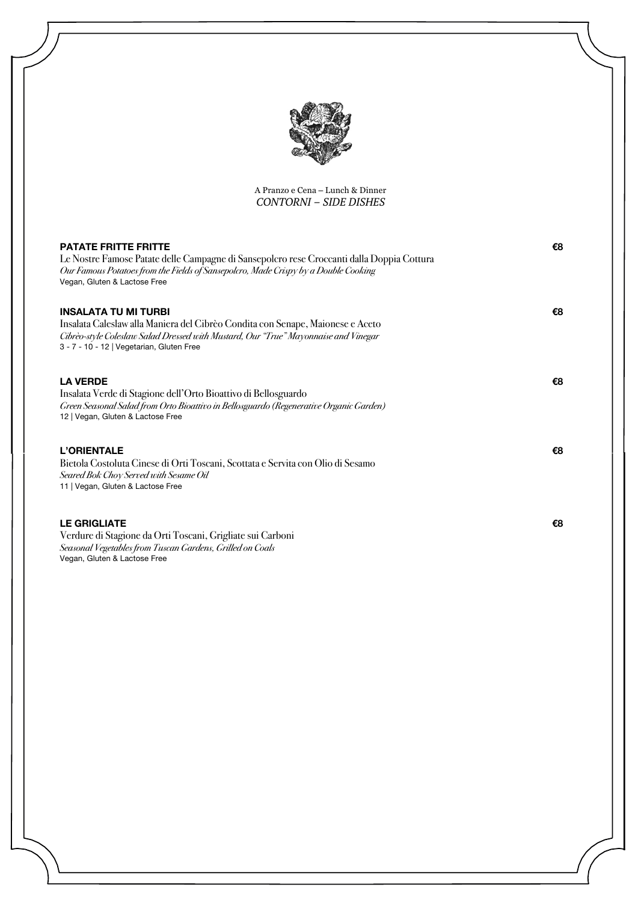A Pranzo e Cena – Lunch & Dinner

*CONTORNI – SIDE DISHES*

**PATATE FRITTE FRITTE** €8

Le Nostre Famose Patate delle Campagne di Sansepolcro rese Croccanti dalla Doppia Cottura

*Our Famous Potatoes from the Fields of Sansepolcro, Made Crispy by a Double Cooking*

Vegan, Gluten & Lactose Free

**INSALATA TU MI TURBI** €8

Insalata Caleslaw alla Maniera del Cibrèo Condita con Senape, Maionese e Aceto

*Cibrèo-style Coleslaw Salad Dressed with Mustard, Our "True" Mayonnaise and Vinegar*

3 - 7 - 10 - 12 | Vegetarian, Gluten Free

**LA VERDE** €8

Insalata Verde di Stagione dell'Orto Bioattivo di Bellosguardo

*Green Seasonal Salad from Orto Bioattivo in Bellosguardo (Regenerative Organic Garden)*

12 | Vegan, Gluten & Lactose Free

**L'ORIENTALE** €8

Bietola Costoluta Cinese di Orti Toscani, Scottata e Servita con Olio di Sesamo

*Seared Bok Choy Served with Sesame Oil*

11 | Vegan, Gluten & Lactose Free

**LE GRIGLIATE** €8

Verdure di Stagione da Orti Toscani, Grigliate sui Carboni

*Seasonal Vegetables from Tuscan Gardens, Grilled on Coals*

Vegan, Gluten & Lactose Free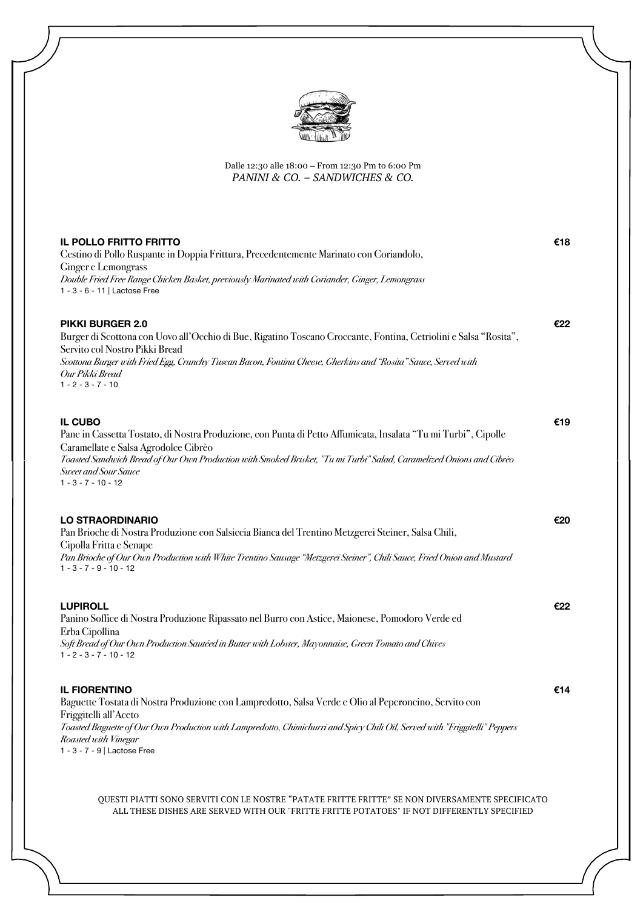Dalle 12:30 alle 18:00 – From 12:30 Pm to 6:00 Pm
*PANINI & CO. – SANDWICHES & CO.*

### IL POLLO FRITTO FRITTO — €18

Cestino di Pollo Ruspante in Doppia Frittura, Precedentemente Marinato con Coriandolo, Ginger e Lemongrass
*Double Fried Free Range Chicken Basket, previously Marinated with Coriander, Ginger, Lemongrass*
1 - 3 - 6 - 11 | Lactose Free

### PIKKI BURGER 2.0 — €22

Burger di Scottona con Uovo all'Occhio di Bue, Rigatino Toscano Croccante, Fontina, Cetriolini e Salsa "Rosita", Servito col Nostro Pikki Bread
*Scottona Burger with Fried Egg, Crunchy Tuscan Bacon, Fontina Cheese, Gherkins and "Rosita" Sauce, Served with Our Pikki Bread*
1 - 2 - 3 - 7 - 10

### IL CUBO — €19

Pane in Cassetta Tostato, di Nostra Produzione, con Punta di Petto Affumicata, Insalata "Tu mi Turbi", Cipolle Caramellate e Salsa Agrodolce Cibrèo
*Toasted Sandwich Bread of Our Own Production with Smoked Brisket, "Tu mi Turbi" Salad, Caramelized Onions and Cibrèo Sweet and Sour Sauce*
1 - 3 - 7 - 10 - 12

### LO STRAORDINARIO — €20

Pan Brioche di Nostra Produzione con Salsiccia Bianca del Trentino Metzgerei Steiner, Salsa Chili, Cipolla Fritta e Senape
*Pan Brioche of Our Own Production with White Trentino Sausage "Metzgerei Steiner", Chili Sauce, Fried Onion and Mustard*
1 - 3 - 7 - 9 - 10 - 12

### LUPIROLL — €22

Panino Soffice di Nostra Produzione Ripassato nel Burro con Astice, Maionese, Pomodoro Verde ed Erba Cipollina
*Soft Bread of Our Own Production Sautéed in Butter with Lobster, Mayonnaise, Green Tomato and Chives*
1 - 2 - 3 - 7 - 10 - 12

### IL FIORENTINO — €14

Baguette Tostata di Nostra Produzione con Lampredotto, Salsa Verde e Olio al Peperoncino, Servito con Friggitelli all'Aceto
*Toasted Baguette of Our Own Production with Lampredotto, Chimichurri and Spicy Chili Oil, Served with "Friggitelli" Peppers Roasted with Vinegar*
1 - 3 - 7 - 9 | Lactose Free

QUESTI PIATTI SONO SERVITI CON LE NOSTRE "PATATE FRITTE FRITTE" SE NON DIVERSAMENTE SPECIFICATO
ALL THESE DISHES ARE SERVED WITH OUR "FRITTE FRITTE POTATOES" IF NOT DIFFERENTLY SPECIFIED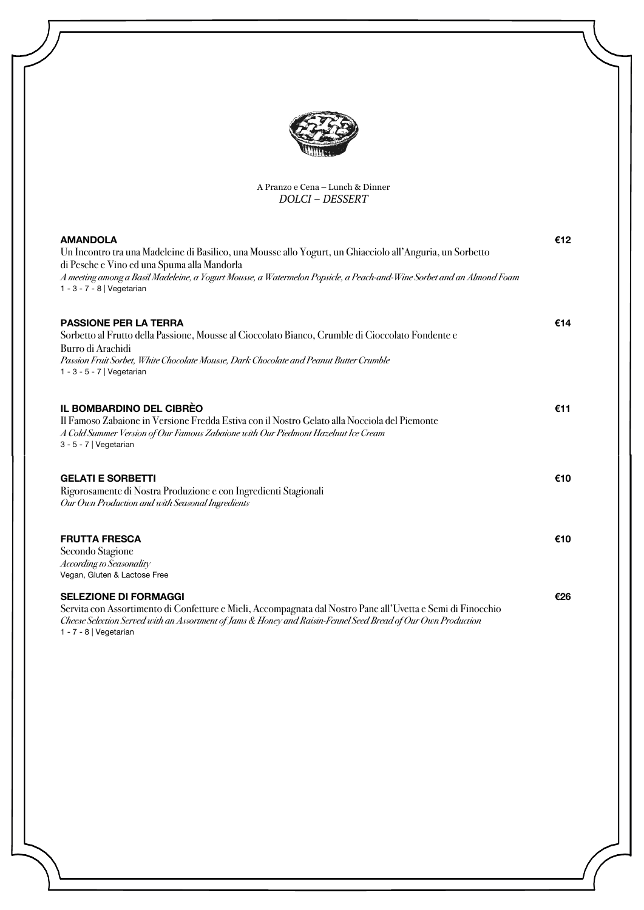A Pranzo e Cena – Lunch & Dinner

*DOLCI – DESSERT*

**AMANDOLA** €12

Un Incontro tra una Madeleine di Basilico, una Mousse allo Yogurt, un Ghiacciolo all'Anguria, un Sorbetto di Pesche e Vino ed una Spuma alla Mandorla

*A meeting among a Basil Madeleine, a Yogurt Mousse, a Watermelon Popsicle, a Peach-and-Wine Sorbet and an Almond Foam*

1 - 3 - 7 - 8 | Vegetarian

**PASSIONE PER LA TERRA** €14

Sorbetto al Frutto della Passione, Mousse al Cioccolato Bianco, Crumble di Cioccolato Fondente e Burro di Arachidi

*Passion Fruit Sorbet, White Chocolate Mousse, Dark Chocolate and Peanut Butter Crumble*

1 - 3 - 5 - 7 | Vegetarian

**IL BOMBARDINO DEL CIBRÈO** €11

Il Famoso Zabaione in Versione Fredda Estiva con il Nostro Gelato alla Nocciola del Piemonte

*A Cold Summer Version of Our Famous Zabaione with Our Piedmont Hazelnut Ice Cream*

3 - 5 - 7 | Vegetarian

**GELATI E SORBETTI** €10

Rigorosamente di Nostra Produzione e con Ingredienti Stagionali

*Our Own Production and with Seasonal Ingredients*

**FRUTTA FRESCA** €10

Secondo Stagione

*According to Seasonality*

Vegan, Gluten & Lactose Free

**SELEZIONE DI FORMAGGI** €26

Servita con Assortimento di Confetture e Mieli, Accompagnata dal Nostro Pane all'Uvetta e Semi di Finocchio

*Cheese Selection Served with an Assortment of Jams & Honey and Raisin-Fennel Seed Bread of Our Own Production*

1 - 7 - 8 | Vegetarian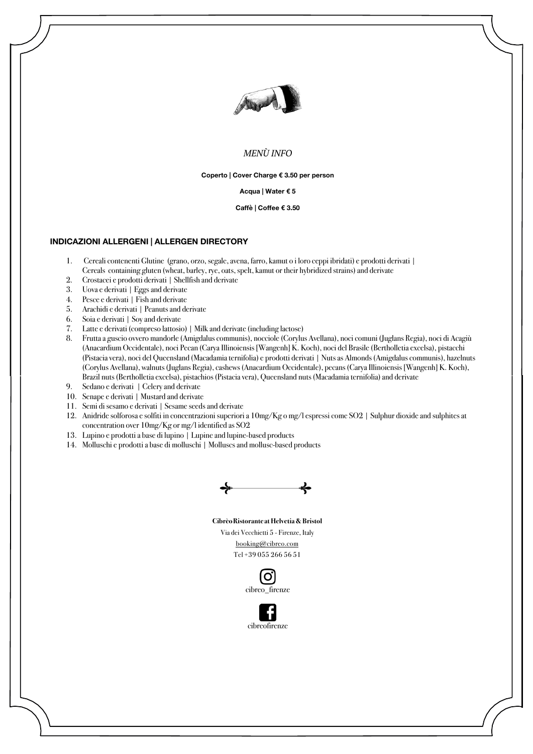*MENÙ INFO*

**Coperto | Cover Charge € 3.50 per person**

**Acqua | Water € 5**

**Caffè | Coffee € 3.50**

## INDICAZIONI ALLERGENI | ALLERGEN DIRECTORY

1. Cereali contenenti Glutine (grano, orzo, segale, avena, farro, kamut o i loro ceppi ibridati) e prodotti derivati | Cereals containing gluten (wheat, barley, rye, oats, spelt, kamut or their hybridized strains) and derivate
2. Crostacei e prodotti derivati | Shellfish and derivate
3. Uova e derivati | Eggs and derivate
4. Pesce e derivati | Fish and derivate
5. Arachidi e derivati | Peanuts and derivate
6. Soia e derivati | Soy and derivate
7. Latte e derivati (compreso lattosio) | Milk and derivate (including lactose)
8. Frutta a guscio ovvero mandorle (Amigdalus communis), nocciole (Corylus Avellana), noci comuni (Juglans Regia), noci di Acagiù (Anacardium Occidentale), noci Pecan (Carya Illinoiensis [Wangenh] K. Koch), noci del Brasile (Bertholletia excelsa), pistacchi (Pistacia vera), noci del Queensland (Macadamia ternifolia) e prodotti derivati | Nuts as Almonds (Amigdalus communis), hazelnuts (Corylus Avellana), walnuts (Juglans Regia), cashews (Anacardium Occidentale), pecans (Carya Illinoiensis [Wangenh] K. Koch), Brazil nuts (Bertholletia excelsa), pistachios (Pistacia vera), Queensland nuts (Macadamia ternifolia) and derivate
9. Sedano e derivati | Celery and derivate
10. Senape e derivati | Mustard and derivate
11. Semi di sesamo e derivati | Sesame seeds and derivate
12. Anidride solforosa e solfiti in concentrazioni superiori a 10mg/Kg o mg/l espressi come $SO_2$ | Sulphur dioxide and sulphites at concentration over 10mg/Kg or mg/l identified as $SO_2$
13. Lupino e prodotti a base di lupino | Lupine and lupine-based products
14. Molluschi e prodotti a base di molluschi | Molluscs and mollusc-based products

**Cibrèo Ristorante at Helvetia & Bristol**

Via dei Vecchietti 5 - Firenze, Italy

booking@cibreo.com

Tel +39 055 266 56 51

cibreo_firenze

cibreofirenze